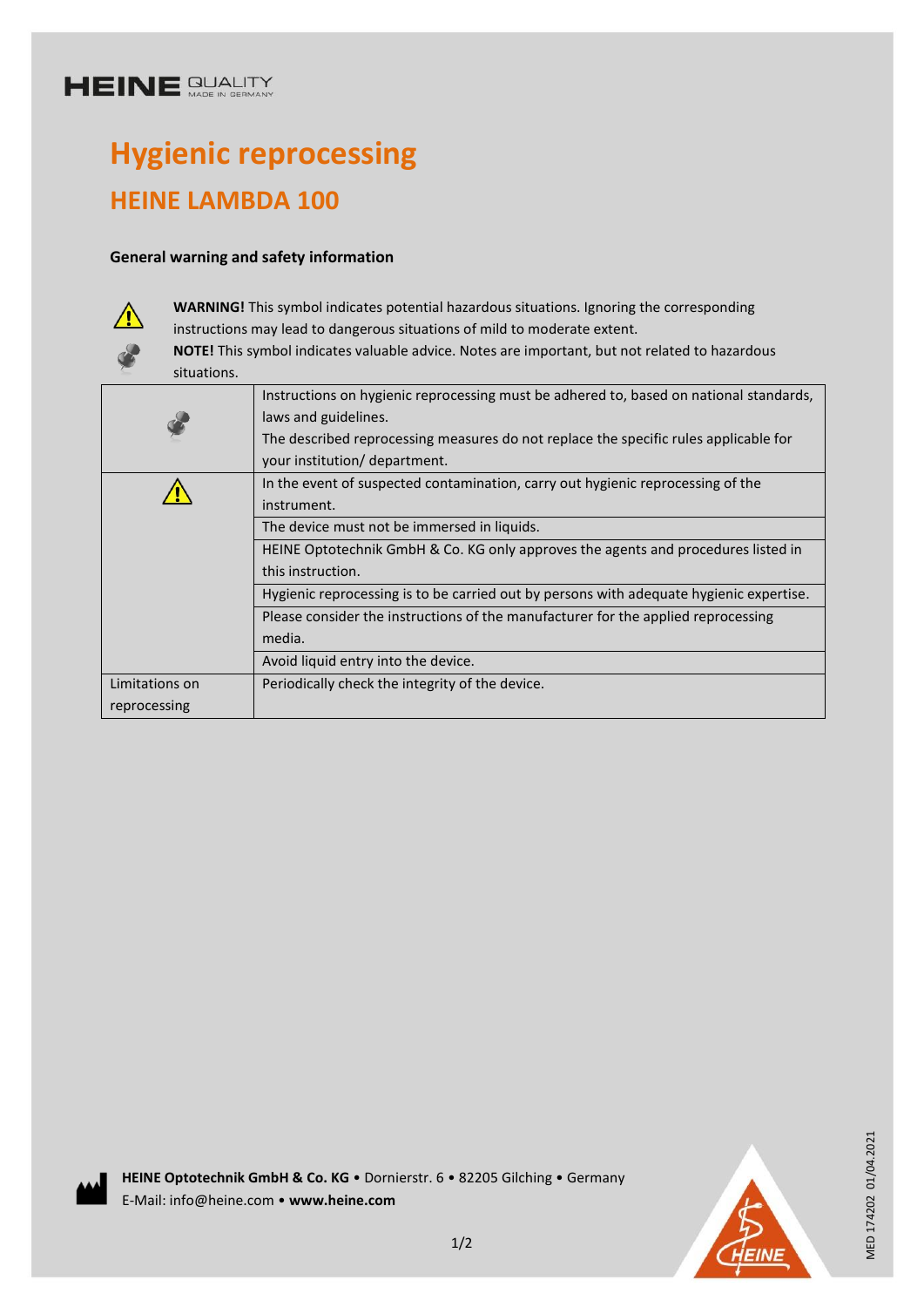# Hygienic reprocessing

## HEINE LAMBDA 100

### General warning and safety information

⚠ **WARNING!** This symbol indicates potential hazardous situations. Ignoring the corresponding instructions may lead to dangerous situations of mild to moderate extent.

**NOTE!** This symbol indicates valuable advice. Notes are important, but not related to hazardous situations.

| | |
|---|---|
| NOTE | Instructions on hygienic reprocessing must be adhered to, based on national standards, laws and guidelines. The described reprocessing measures do not replace the specific rules applicable for your institution/ department. |
| ⚠ | In the event of suspected contamination, carry out hygienic reprocessing of the instrument. |
| | The device must not be immersed in liquids. |
| | HEINE Optotechnik GmbH & Co. KG only approves the agents and procedures listed in this instruction. |
| | Hygienic reprocessing is to be carried out by persons with adequate hygienic expertise. |
| | Please consider the instructions of the manufacturer for the applied reprocessing media. |
| | Avoid liquid entry into the device. |
| Limitations on reprocessing | Periodically check the integrity of the device. |

**HEINE Optotechnik GmbH & Co. KG** • Dornierstr. 6 • 82205 Gilching • Germany
E-Mail: info@heine.com • **www.heine.com**

MED 174202 01/04.2021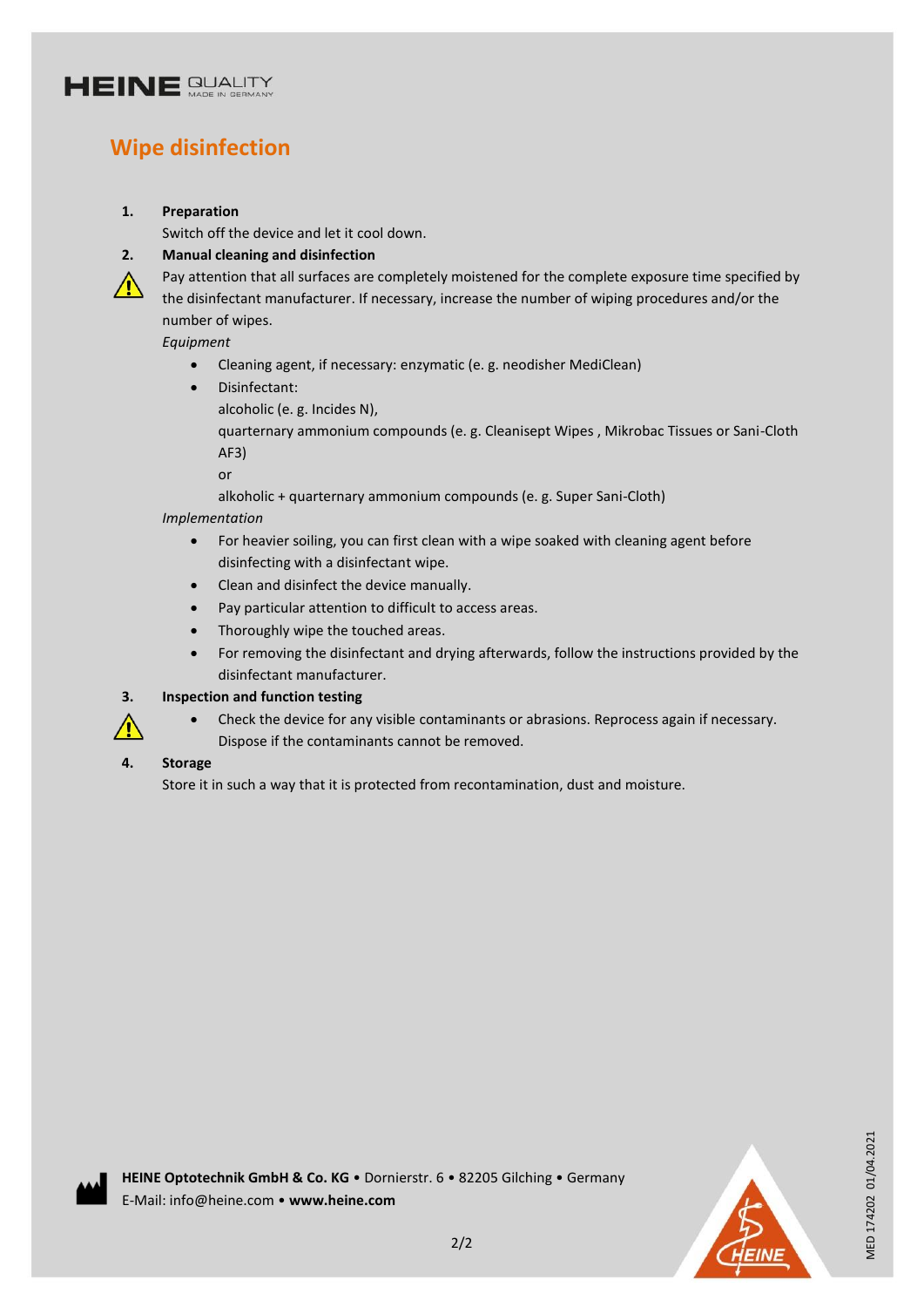## Wipe disinfection

1. **Preparation**

   Switch off the device and let it cool down.

2. **Manual cleaning and disinfection**

   ⚠ Pay attention that all surfaces are completely moistened for the complete exposure time specified by the disinfectant manufacturer. If necessary, increase the number of wiping procedures and/or the number of wipes.

   *Equipment*

   - Cleaning agent, if necessary: enzymatic (e. g. neodisher MediClean)
   - Disinfectant:

     alcoholic (e. g. Incides N),

     quarternary ammonium compounds (e. g. Cleanisept Wipes , Mikrobac Tissues or Sani-Cloth AF3)

     or

     alkoholic + quarternary ammonium compounds (e. g. Super Sani-Cloth)

   *Implementation*

   - For heavier soiling, you can first clean with a wipe soaked with cleaning agent before disinfecting with a disinfectant wipe.
   - Clean and disinfect the device manually.
   - Pay particular attention to difficult to access areas.
   - Thoroughly wipe the touched areas.
   - For removing the disinfectant and drying afterwards, follow the instructions provided by the disinfectant manufacturer.

3. **Inspection and function testing**

   ⚠
   - Check the device for any visible contaminants or abrasions. Reprocess again if necessary. Dispose if the contaminants cannot be removed.

4. **Storage**

   Store it in such a way that it is protected from recontamination, dust and moisture.

**HEINE Optotechnik GmbH & Co. KG** • Dornierstr. 6 • 82205 Gilching • Germany
E-Mail: info@heine.com • **www.heine.com**

MED 174202 01/04.2021